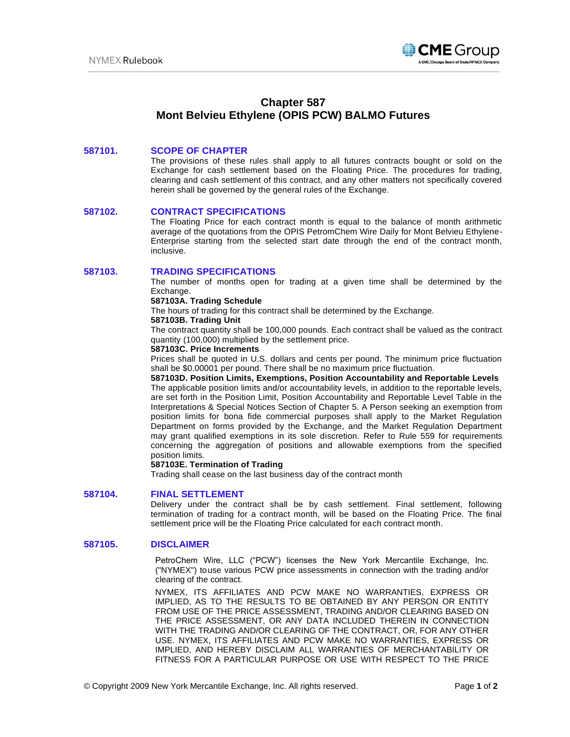# Chapter 587
# Mont Belvieu Ethylene (OPIS PCW) BALMO Futures

## 587101. SCOPE OF CHAPTER

The provisions of these rules shall apply to all futures contracts bought or sold on the Exchange for cash settlement based on the Floating Price. The procedures for trading, clearing and cash settlement of this contract, and any other matters not specifically covered herein shall be governed by the general rules of the Exchange.

## 587102. CONTRACT SPECIFICATIONS

The Floating Price for each contract month is equal to the balance of month arithmetic average of the quotations from the OPIS PetromChem Wire Daily for Mont Belvieu Ethylene-Enterprise starting from the selected start date through the end of the contract month, inclusive.

## 587103. TRADING SPECIFICATIONS

The number of months open for trading at a given time shall be determined by the Exchange.

**587103A. Trading Schedule**

The hours of trading for this contract shall be determined by the Exchange.

**587103B. Trading Unit**

The contract quantity shall be 100,000 pounds. Each contract shall be valued as the contract quantity (100,000) multiplied by the settlement price.

**587103C. Price Increments**

Prices shall be quoted in U.S. dollars and cents per pound. The minimum price fluctuation shall be $0.00001 per pound. There shall be no maximum price fluctuation.

**587103D. Position Limits, Exemptions, Position Accountability and Reportable Levels**

The applicable position limits and/or accountability levels, in addition to the reportable levels, are set forth in the Position Limit, Position Accountability and Reportable Level Table in the Interpretations & Special Notices Section of Chapter 5. A Person seeking an exemption from position limits for bona fide commercial purposes shall apply to the Market Regulation Department on forms provided by the Exchange, and the Market Regulation Department may grant qualified exemptions in its sole discretion. Refer to Rule 559 for requirements concerning the aggregation of positions and allowable exemptions from the specified position limits.

**587103E. Termination of Trading**

Trading shall cease on the last business day of the contract month

## 587104. FINAL SETTLEMENT

Delivery under the contract shall be by cash settlement. Final settlement, following termination of trading for a contract month, will be based on the Floating Price. The final settlement price will be the Floating Price calculated for each contract month.

## 587105. DISCLAIMER

PetroChem Wire, LLC ("PCW") licenses the New York Mercantile Exchange, Inc. ("NYMEX") to use various PCW price assessments in connection with the trading and/or clearing of the contract.

NYMEX, ITS AFFILIATES AND PCW MAKE NO WARRANTIES, EXPRESS OR IMPLIED, AS TO THE RESULTS TO BE OBTAINED BY ANY PERSON OR ENTITY FROM USE OF THE PRICE ASSESSMENT, TRADING AND/OR CLEARING BASED ON THE PRICE ASSESSMENT, OR ANY DATA INCLUDED THEREIN IN CONNECTION WITH THE TRADING AND/OR CLEARING OF THE CONTRACT, OR, FOR ANY OTHER USE. NYMEX, ITS AFFILIATES AND PCW MAKE NO WARRANTIES, EXPRESS OR IMPLIED, AND HEREBY DISCLAIM ALL WARRANTIES OF MERCHANTABILITY OR FITNESS FOR A PARTICULAR PURPOSE OR USE WITH RESPECT TO THE PRICE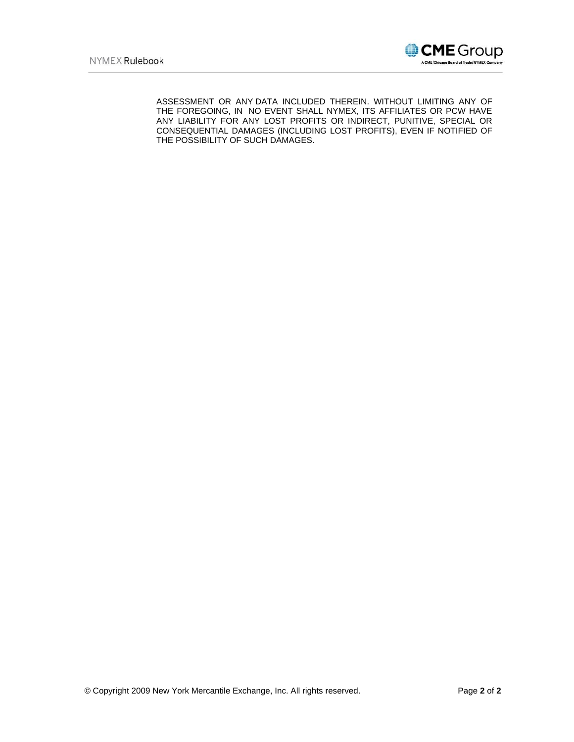ASSESSMENT OR ANY DATA INCLUDED THEREIN. WITHOUT LIMITING ANY OF THE FOREGOING, IN NO EVENT SHALL NYMEX, ITS AFFILIATES OR PCW HAVE ANY LIABILITY FOR ANY LOST PROFITS OR INDIRECT, PUNITIVE, SPECIAL OR CONSEQUENTIAL DAMAGES (INCLUDING LOST PROFITS), EVEN IF NOTIFIED OF THE POSSIBILITY OF SUCH DAMAGES.